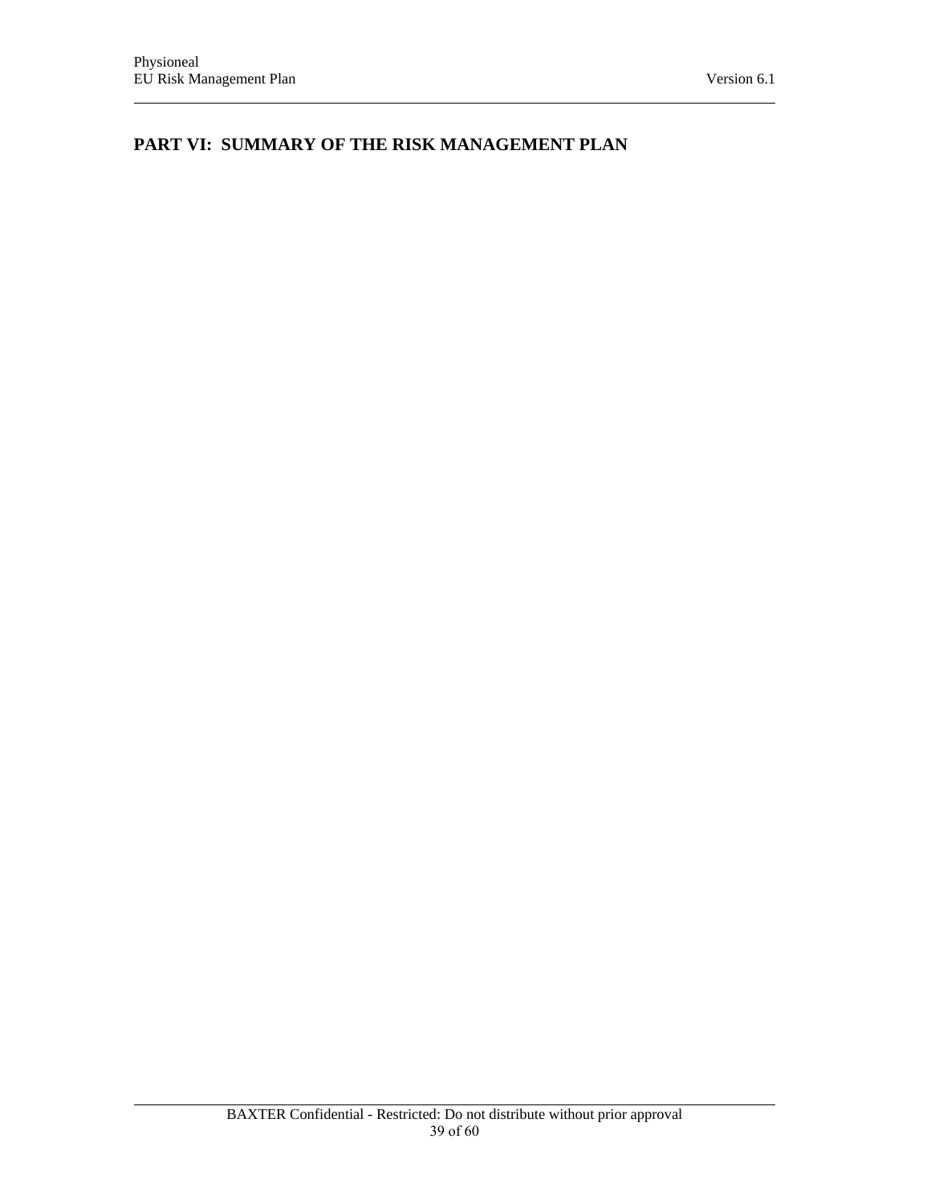# PART VI: SUMMARY OF THE RISK MANAGEMENT PLAN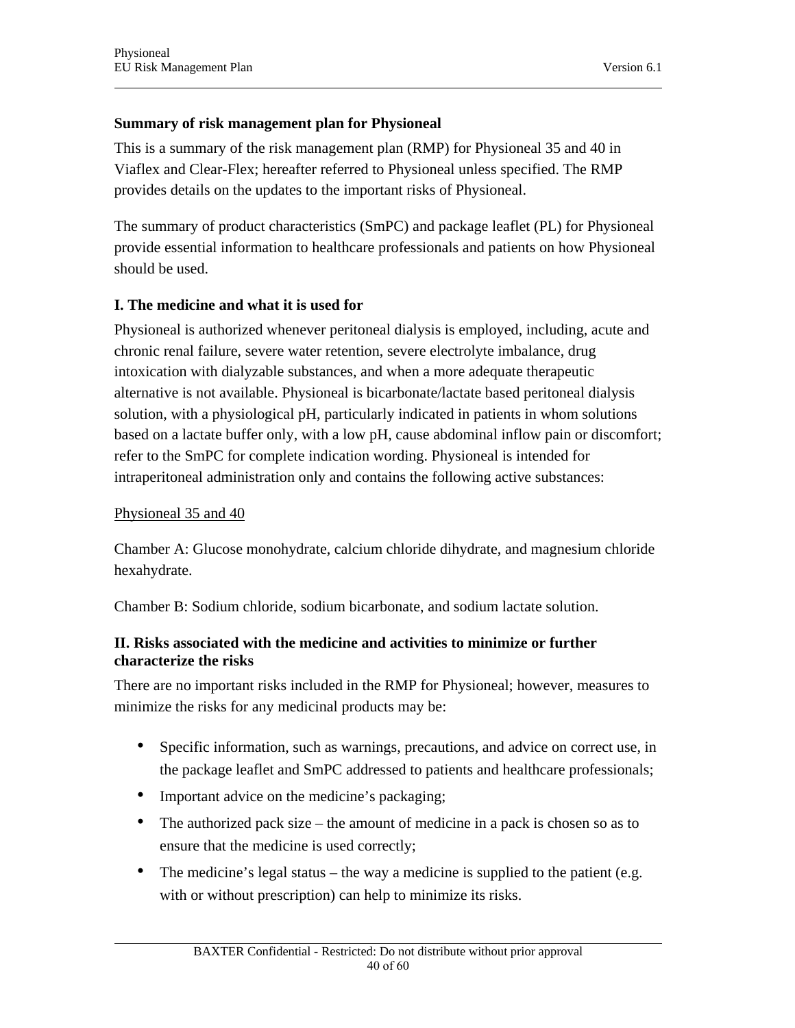**Summary of risk management plan for Physioneal**

This is a summary of the risk management plan (RMP) for Physioneal 35 and 40 in Viaflex and Clear-Flex; hereafter referred to Physioneal unless specified. The RMP provides details on the updates to the important risks of Physioneal.

The summary of product characteristics (SmPC) and package leaflet (PL) for Physioneal provide essential information to healthcare professionals and patients on how Physioneal should be used.

**I. The medicine and what it is used for**

Physioneal is authorized whenever peritoneal dialysis is employed, including, acute and chronic renal failure, severe water retention, severe electrolyte imbalance, drug intoxication with dialyzable substances, and when a more adequate therapeutic alternative is not available. Physioneal is bicarbonate/lactate based peritoneal dialysis solution, with a physiological pH, particularly indicated in patients in whom solutions based on a lactate buffer only, with a low pH, cause abdominal inflow pain or discomfort; refer to the SmPC for complete indication wording. Physioneal is intended for intraperitoneal administration only and contains the following active substances:

<u>Physioneal 35 and 40</u>

Chamber A: Glucose monohydrate, calcium chloride dihydrate, and magnesium chloride hexahydrate.

Chamber B: Sodium chloride, sodium bicarbonate, and sodium lactate solution.

**II. Risks associated with the medicine and activities to minimize or further characterize the risks**

There are no important risks included in the RMP for Physioneal; however, measures to minimize the risks for any medicinal products may be:

- Specific information, such as warnings, precautions, and advice on correct use, in the package leaflet and SmPC addressed to patients and healthcare professionals;
- Important advice on the medicine's packaging;
- The authorized pack size – the amount of medicine in a pack is chosen so as to ensure that the medicine is used correctly;
- The medicine's legal status – the way a medicine is supplied to the patient (e.g. with or without prescription) can help to minimize its risks.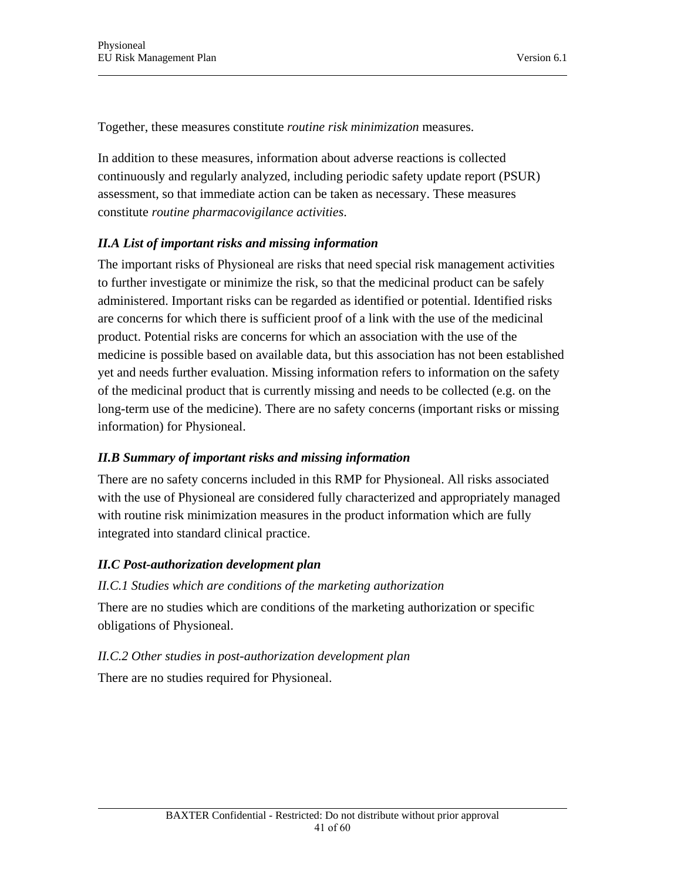Together, these measures constitute *routine risk minimization* measures.

In addition to these measures, information about adverse reactions is collected continuously and regularly analyzed, including periodic safety update report (PSUR) assessment, so that immediate action can be taken as necessary. These measures constitute *routine pharmacovigilance activities*.

### *II.A List of important risks and missing information*

The important risks of Physioneal are risks that need special risk management activities to further investigate or minimize the risk, so that the medicinal product can be safely administered. Important risks can be regarded as identified or potential. Identified risks are concerns for which there is sufficient proof of a link with the use of the medicinal product. Potential risks are concerns for which an association with the use of the medicine is possible based on available data, but this association has not been established yet and needs further evaluation. Missing information refers to information on the safety of the medicinal product that is currently missing and needs to be collected (e.g. on the long-term use of the medicine). There are no safety concerns (important risks or missing information) for Physioneal.

### *II.B Summary of important risks and missing information*

There are no safety concerns included in this RMP for Physioneal. All risks associated with the use of Physioneal are considered fully characterized and appropriately managed with routine risk minimization measures in the product information which are fully integrated into standard clinical practice.

### *II.C Post-authorization development plan*

#### *II.C.1 Studies which are conditions of the marketing authorization*

There are no studies which are conditions of the marketing authorization or specific obligations of Physioneal.

#### *II.C.2 Other studies in post-authorization development plan*

There are no studies required for Physioneal.